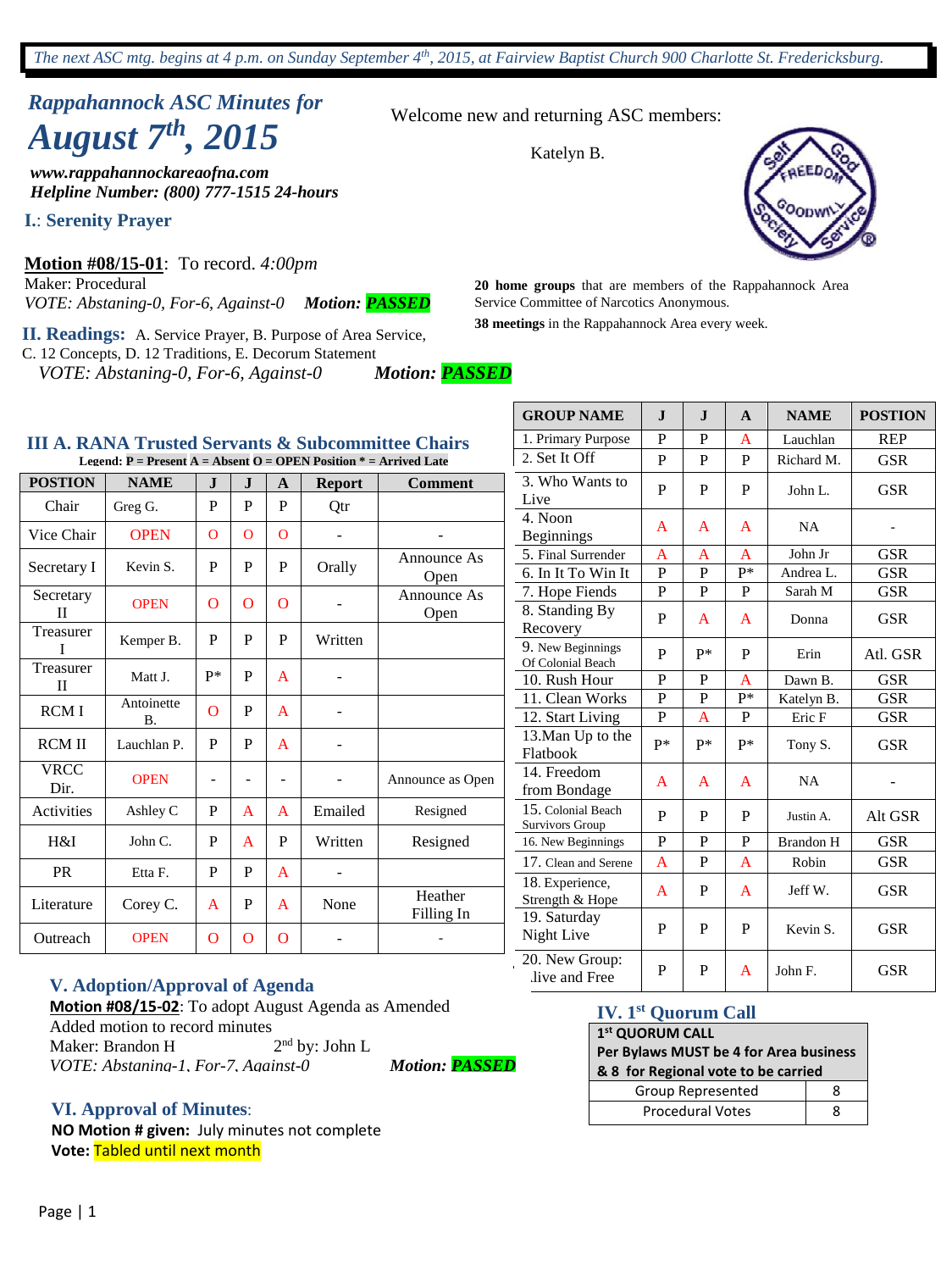*The next ASC mtg. begins at 4 p.m. on Sunday September 4th, 2015, at Fairview Baptist Church 900 Charlotte St. Fredericksburg.*

## *Rappahannock ASC Minutes for*
# *August 7th, 2015*

***www.rappahannockareaofna.com***
***Helpline Number: (800) 777-1515 24-hours***

Welcome new and returning ASC members:

Katelyn B.

**20 home groups** that are members of the Rappahannock Area Service Committee of Narcotics Anonymous.

**38 meetings** in the Rappahannock Area every week.

### I.: Serenity Prayer

**Motion #08/15-01**: To record. *4:00pm*
Maker: Procedural
*VOTE: Abstaining-0, For-6, Against-0* ***Motion: PASSED***

### II. Readings:
A. Service Prayer, B. Purpose of Area Service, C. 12 Concepts, D. 12 Traditions, E. Decorum Statement
*VOTE: Abstaining-0, For-6, Against-0* ***Motion: PASSED***

### III A. RANA Trusted Servants & Subcommittee Chairs

**Legend: P = Present A = Absent O = OPEN Position * = Arrived Late**

| POSTION | NAME | J | J | A | Report | Comment |
|---|---|---|---|---|---|---|
| Chair | Greg G. | P | P | P | Qtr | |
| Vice Chair | OPEN | O | O | O | - | - |
| Secretary I | Kevin S. | P | P | P | Orally | Announce As Open |
| Secretary II | OPEN | O | O | O | - | Announce As Open |
| Treasurer I | Kemper B. | P | P | P | Written | |
| Treasurer II | Matt J. | P* | P | A | - | |
| RCM I | Antoinette B. | O | P | A | - | |
| RCM II | Lauchlan P. | P | P | A | - | |
| VRCC Dir. | OPEN | - | - | - | - | Announce as Open |
| Activities | Ashley C | P | A | A | Emailed | Resigned |
| H&I | John C. | P | A | P | Written | Resigned |
| PR | Etta F. | P | P | A | - | |
| Literature | Corey C. | A | P | A | None | Heather Filling In |
| Outreach | OPEN | O | O | O | - | - |

| GROUP NAME | J | J | A | NAME | POSTION |
|---|---|---|---|---|---|
| 1. Primary Purpose | P | P | A | Lauchlan | REP |
| 2. Set It Off | P | P | P | Richard M. | GSR |
| 3. Who Wants to Live | P | P | P | John L. | GSR |
| 4. Noon Beginnings | A | A | A | NA | - |
| 5. Final Surrender | A | A | A | John Jr | GSR |
| 6. In It To Win It | P | P | P* | Andrea L. | GSR |
| 7. Hope Fiends | P | P | P | Sarah M | GSR |
| 8. Standing By Recovery | P | A | A | Donna | GSR |
| 9. New Beginnings Of Colonial Beach | P | P* | P | Erin | Atl. GSR |
| 10. Rush Hour | P | P | A | Dawn B. | GSR |
| 11. Clean Works | P | P | P* | Katelyn B. | GSR |
| 12. Start Living | P | A | P | Eric F | GSR |
| 13.Man Up to the Flatbook | P* | P* | P* | Tony S. | GSR |
| 14. Freedom from Bondage | A | A | A | NA | - |
| 15. Colonial Beach Survivors Group | P | P | P | Justin A. | Alt GSR |
| 16. New Beginnings | P | P | P | Brandon H | GSR |
| 17. Clean and Serene | A | P | A | Robin | GSR |
| 18. Experience, Strength & Hope | A | P | A | Jeff W. | GSR |
| 19. Saturday Night Live | P | P | P | Kevin S. | GSR |
| 20. New Group: live and Free | P | P | A | John F. | GSR |

### IV. 1st Quorum Call

| 1st QUORUM CALL Per Bylaws MUST be 4 for Area business & 8 for Regional vote to be carried | |
|---|---|
| Group Represented | 8 |
| Procedural Votes | 8 |

### V. Adoption/Approval of Agenda

**Motion #08/15-02**: To adopt August Agenda as Amended
Added motion to record minutes
Maker: Brandon H 2nd by: John L
*VOTE: Abstaning-1, For-7, Against-0* ***Motion: PASSED***

### VI. Approval of Minutes:

**NO Motion # given:** July minutes not complete
**Vote:** Tabled until next month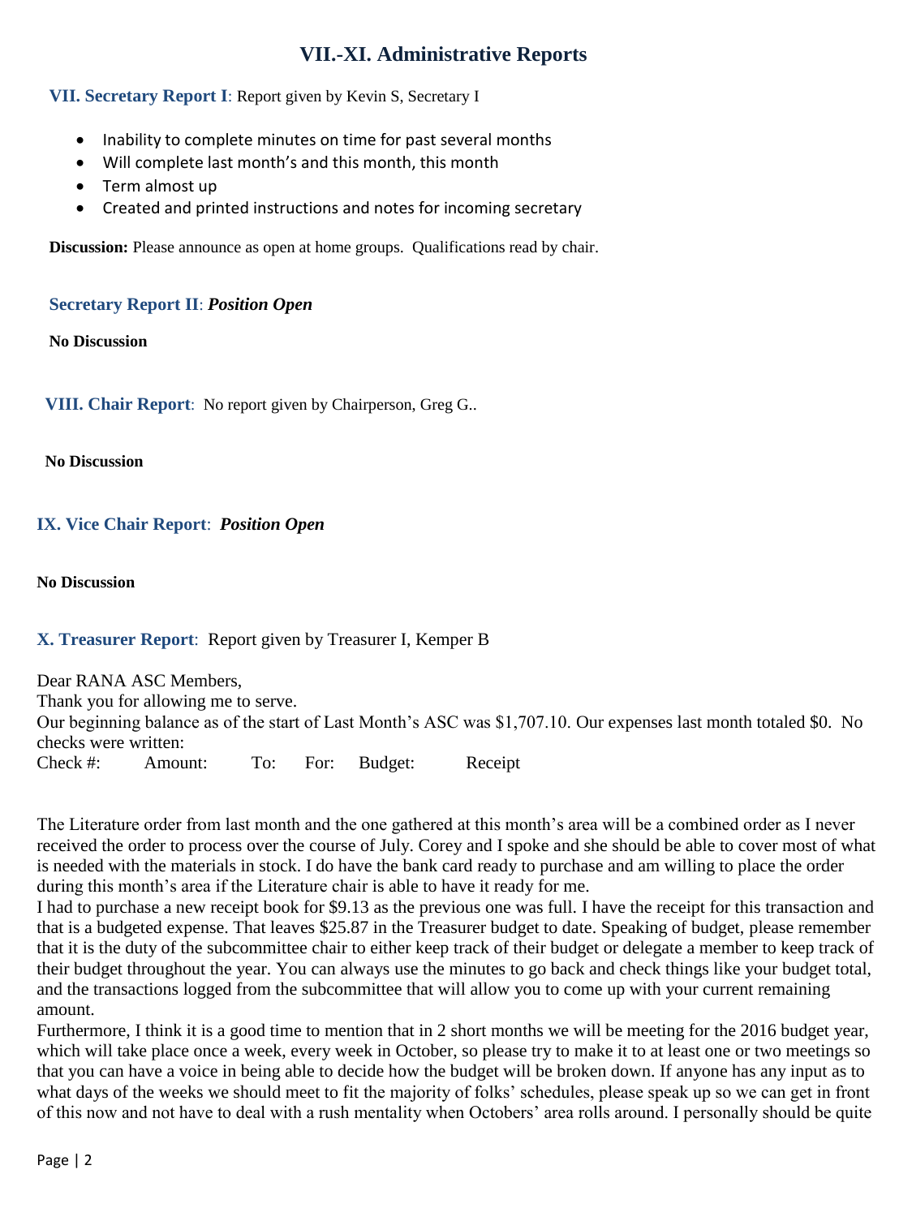# VII.-XI. Administrative Reports

**VII. Secretary Report I**: Report given by Kevin S, Secretary I

- Inability to complete minutes on time for past several months
- Will complete last month's and this month, this month
- Term almost up
- Created and printed instructions and notes for incoming secretary

**Discussion:** Please announce as open at home groups. Qualifications read by chair.

**Secretary Report II**: ***Position Open***

**No Discussion**

**VIII. Chair Report**: No report given by Chairperson, Greg G..

**No Discussion**

**IX. Vice Chair Report**: ***Position Open***

**No Discussion**

**X. Treasurer Report**: Report given by Treasurer I, Kemper B

Dear RANA ASC Members,
Thank you for allowing me to serve.
Our beginning balance as of the start of Last Month's ASC was $1,707.10. Our expenses last month totaled $0. No checks were written:

| Check #: | Amount: | To: | For: | Budget: | Receipt |
|---|---|---|---|---|---|

The Literature order from last month and the one gathered at this month's area will be a combined order as I never received the order to process over the course of July. Corey and I spoke and she should be able to cover most of what is needed with the materials in stock. I do have the bank card ready to purchase and am willing to place the order during this month's area if the Literature chair is able to have it ready for me.
I had to purchase a new receipt book for $9.13 as the previous one was full. I have the receipt for this transaction and that is a budgeted expense. That leaves $25.87 in the Treasurer budget to date. Speaking of budget, please remember that it is the duty of the subcommittee chair to either keep track of their budget or delegate a member to keep track of their budget throughout the year. You can always use the minutes to go back and check things like your budget total, and the transactions logged from the subcommittee that will allow you to come up with your current remaining amount.
Furthermore, I think it is a good time to mention that in 2 short months we will be meeting for the 2016 budget year, which will take place once a week, every week in October, so please try to make it to at least one or two meetings so that you can have a voice in being able to decide how the budget will be broken down. If anyone has any input as to what days of the weeks we should meet to fit the majority of folks' schedules, please speak up so we can get in front of this now and not have to deal with a rush mentality when Octobers' area rolls around. I personally should be quite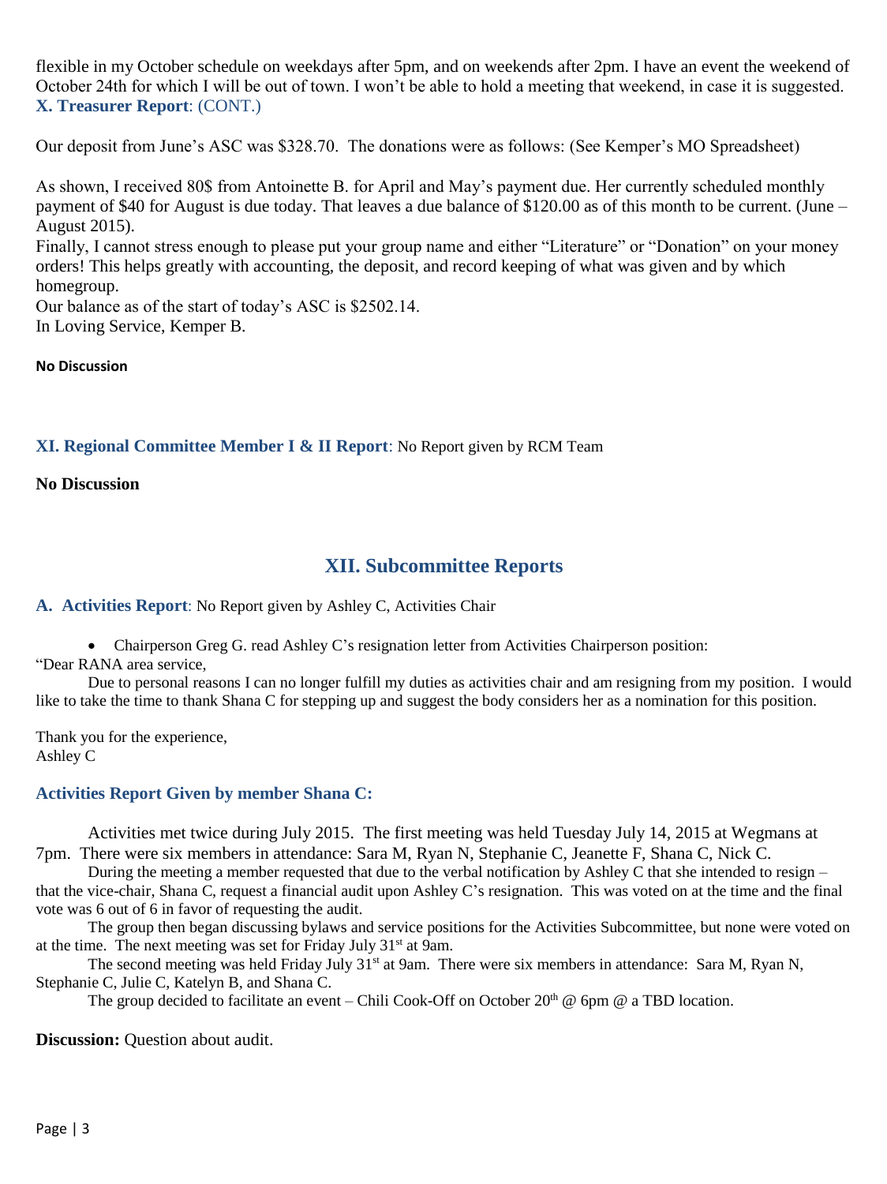flexible in my October schedule on weekdays after 5pm, and on weekends after 2pm. I have an event the weekend of October 24th for which I will be out of town. I won't be able to hold a meeting that weekend, in case it is suggested.

### X. Treasurer Report: (CONT.)

Our deposit from June's ASC was $328.70. The donations were as follows: (See Kemper's MO Spreadsheet)

As shown, I received 80$ from Antoinette B. for April and May's payment due. Her currently scheduled monthly payment of $40 for August is due today. That leaves a due balance of $120.00 as of this month to be current. (June – August 2015).

Finally, I cannot stress enough to please put your group name and either "Literature" or "Donation" on your money orders! This helps greatly with accounting, the deposit, and record keeping of what was given and by which homegroup.

Our balance as of the start of today's ASC is $2502.14.

In Loving Service, Kemper B.

**No Discussion**

### XI. Regional Committee Member I & II Report: No Report given by RCM Team

**No Discussion**

## XII. Subcommittee Reports

### A. Activities Report: No Report given by Ashley C, Activities Chair

- Chairperson Greg G. read Ashley C's resignation letter from Activities Chairperson position:

"Dear RANA area service,

Due to personal reasons I can no longer fulfill my duties as activities chair and am resigning from my position. I would like to take the time to thank Shana C for stepping up and suggest the body considers her as a nomination for this position.

Thank you for the experience,
Ashley C

### Activities Report Given by member Shana C:

Activities met twice during July 2015. The first meeting was held Tuesday July 14, 2015 at Wegmans at 7pm. There were six members in attendance: Sara M, Ryan N, Stephanie C, Jeanette F, Shana C, Nick C.

During the meeting a member requested that due to the verbal notification by Ashley C that she intended to resign – that the vice-chair, Shana C, request a financial audit upon Ashley C's resignation. This was voted on at the time and the final vote was 6 out of 6 in favor of requesting the audit.

The group then began discussing bylaws and service positions for the Activities Subcommittee, but none were voted on at the time. The next meeting was set for Friday July 31st at 9am.

The second meeting was held Friday July 31st at 9am. There were six members in attendance: Sara M, Ryan N, Stephanie C, Julie C, Katelyn B, and Shana C.

The group decided to facilitate an event – Chili Cook-Off on October 20th @ 6pm @ a TBD location.

**Discussion:** Question about audit.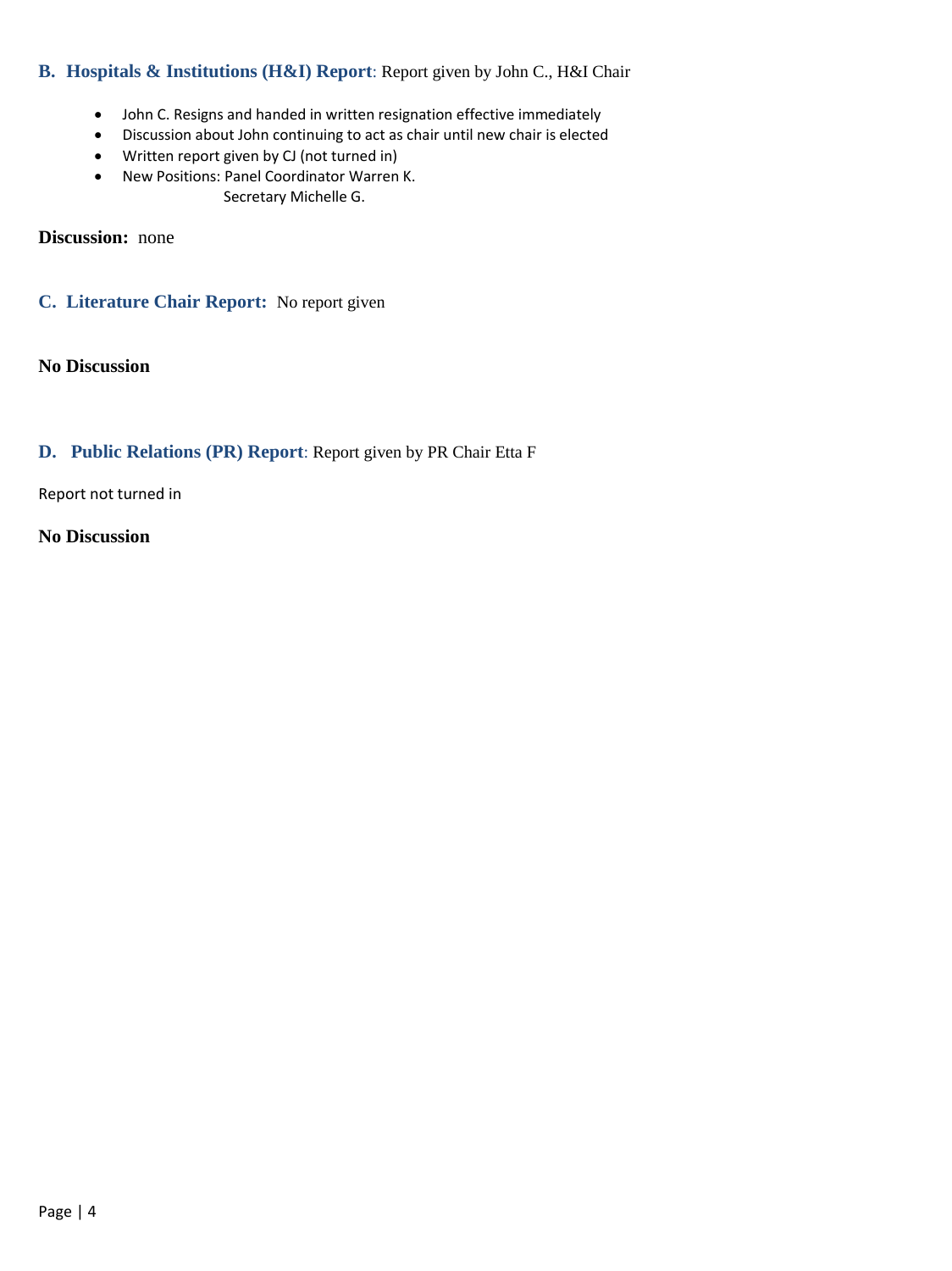## B. Hospitals & Institutions (H&I) Report: Report given by John C., H&I Chair

- John C. Resigns and handed in written resignation effective immediately
- Discussion about John continuing to act as chair until new chair is elected
- Written report given by CJ (not turned in)
- New Positions: Panel Coordinator Warren K.
  Secretary Michelle G.

**Discussion:** none

## C. Literature Chair Report: No report given

**No Discussion**

## D. Public Relations (PR) Report: Report given by PR Chair Etta F

Report not turned in

**No Discussion**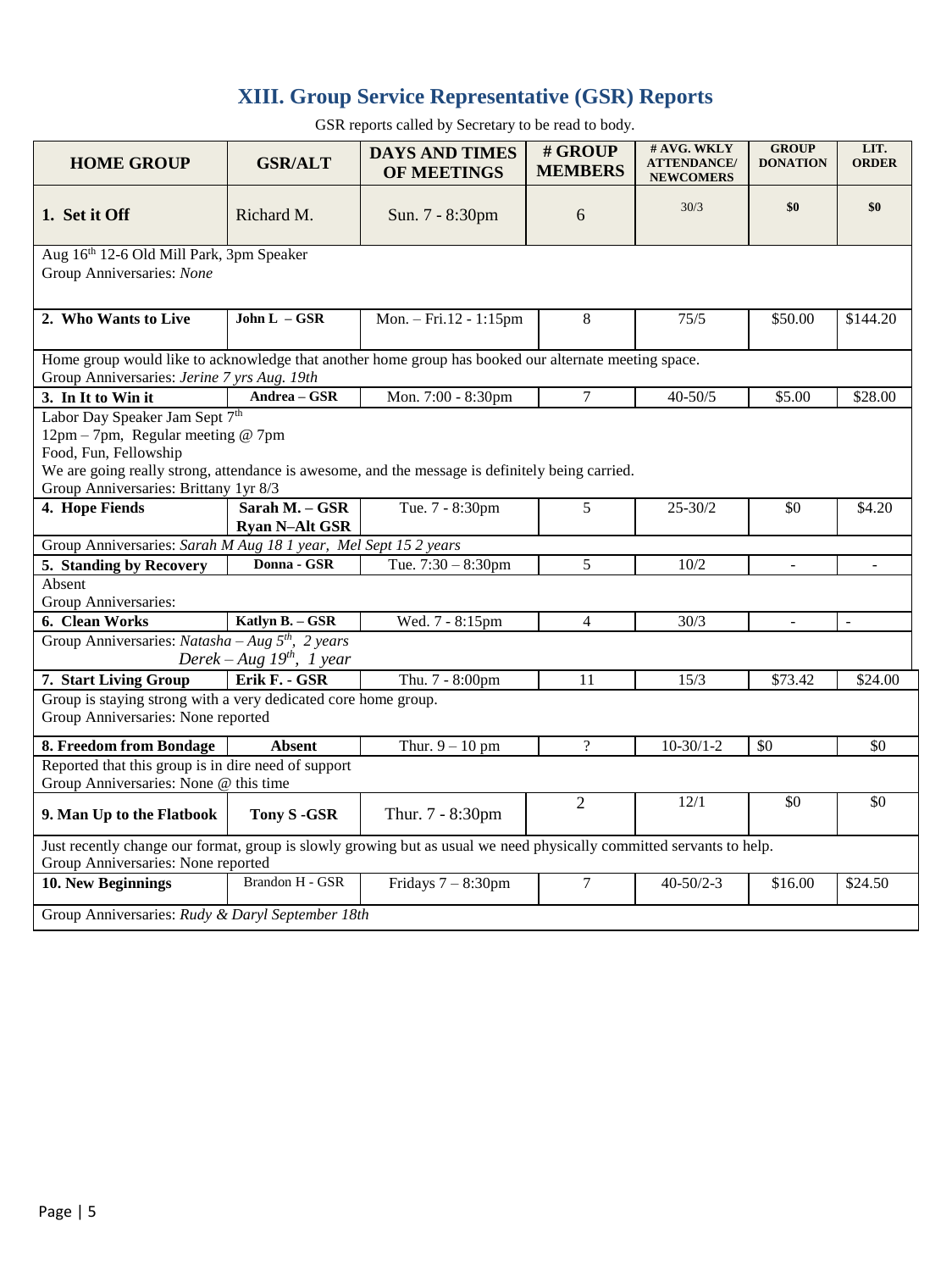## XIII. Group Service Representative (GSR) Reports

GSR reports called by Secretary to be read to body.

| HOME GROUP | GSR/ALT | DAYS AND TIMES OF MEETINGS | # GROUP MEMBERS | # AVG. WKLY ATTENDANCE/ NEWCOMERS | GROUP DONATION | LIT. ORDER |
|---|---|---|---|---|---|---|
| **1. Set it Off** | Richard M. | Sun. 7 - 8:30pm | 6 | 30/3 | **$0** | **$0** |
| Aug 16th 12-6 Old Mill Park, 3pm Speaker<br>Group Anniversaries: *None* | | | | | | |
| **2. Who Wants to Live** | **John L – GSR** | Mon. – Fri.12 - 1:15pm | 8 | 75/5 | $50.00 | $144.20 |
| Home group would like to acknowledge that another home group has booked our alternate meeting space.<br>Group Anniversaries: *Jerine 7 yrs Aug. 19th* | | | | | | |
| **3. In It to Win it** | **Andrea – GSR** | Mon. 7:00 - 8:30pm | 7 | 40-50/5 | $5.00 | $28.00 |
| Labor Day Speaker Jam Sept 7th<br>12pm – 7pm, Regular meeting @ 7pm<br>Food, Fun, Fellowship<br>We are going really strong, attendance is awesome, and the message is definitely being carried.<br>Group Anniversaries: Brittany 1yr 8/3 | | | | | | |
| **4. Hope Fiends** | **Sarah M. – GSR**<br>**Ryan N–Alt GSR** | Tue. 7 - 8:30pm | 5 | 25-30/2 | $0 | $4.20 |
| Group Anniversaries: *Sarah M Aug 18 1 year, Mel Sept 15 2 years* | | | | | | |
| **5. Standing by Recovery** | **Donna - GSR** | Tue. 7:30 – 8:30pm | 5 | 10/2 | - | - |
| Absent<br>Group Anniversaries: | | | | | | |
| **6. Clean Works** | **Katlyn B. – GSR** | Wed. 7 - 8:15pm | 4 | 30/3 | - | - |
| Group Anniversaries: *Natasha – Aug 5th, 2 years*<br>*Derek – Aug 19th, 1 year* | | | | | | |
| **7. Start Living Group** | **Erik F. - GSR** | Thu. 7 - 8:00pm | 11 | 15/3 | $73.42 | $24.00 |
| Group is staying strong with a very dedicated core home group.<br>Group Anniversaries: None reported | | | | | | |
| **8. Freedom from Bondage** | **Absent** | Thur. 9 – 10 pm | ? | 10-30/1-2 | $0 | $0 |
| Reported that this group is in dire need of support<br>Group Anniversaries: None @ this time | | | | | | |
| **9. Man Up to the Flatbook** | **Tony S -GSR** | Thur. 7 - 8:30pm | 2 | 12/1 | $0 | $0 |
| Just recently change our format, group is slowly growing but as usual we need physically committed servants to help.<br>Group Anniversaries: None reported | | | | | | |
| **10. New Beginnings** | Brandon H - GSR | Fridays 7 – 8:30pm | 7 | 40-50/2-3 | $16.00 | $24.50 |
| Group Anniversaries: *Rudy & Daryl September 18th* | | | | | | |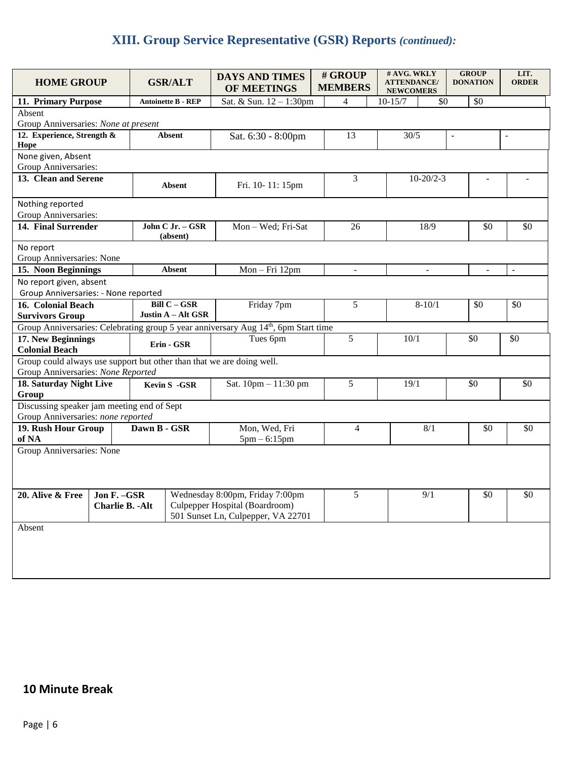## XIII. Group Service Representative (GSR) Reports *(continued):*

| HOME GROUP | GSR/ALT | DAYS AND TIMES OF MEETINGS | # GROUP MEMBERS | # AVG. WKLY ATTENDANCE/ NEWCOMERS | GROUP DONATION | LIT. ORDER |
|---|---|---|---|---|---|---|
| **11. Primary Purpose** | **Antoinette B - REP** | Sat. & Sun. 12 – 1:30pm | 4 | 10-15/7 | $0 | $0 |
| Absent<br>Group Anniversaries: *None at present* | | | | | | |
| **12. Experience, Strength & Hope** | **Absent** | Sat. 6:30 - 8:00pm | 13 | 30/5 | - | - |
| None given, Absent<br>Group Anniversaries: | | | | | | |
| **13. Clean and Serene** | **Absent** | Fri. 10- 11: 15pm | 3 | 10-20/2-3 | - | - |
| Nothing reported<br>Group Anniversaries: | | | | | | |
| **14. Final Surrender** | **John C Jr. – GSR (absent)** | Mon – Wed; Fri-Sat | 26 | 18/9 | $0 | $0 |
| No report<br>Group Anniversaries: None | | | | | | |
| **15. Noon Beginnings** | **Absent** | Mon – Fri 12pm | - | - | - | - |
| No report given, absent<br>Group Anniversaries: - None reported | | | | | | |
| **16. Colonial Beach Survivors Group** | **Bill C – GSR<br>Justin A – Alt GSR** | Friday 7pm | 5 | 8-10/1 | $0 | $0 |
| Group Anniversaries: Celebrating group 5 year anniversary Aug 14th, 6pm Start time | | | | | | |
| **17. New Beginnings Colonial Beach** | **Erin - GSR** | Tues 6pm | 5 | 10/1 | $0 | $0 |
| Group could always use support but other than that we are doing well.<br>Group Anniversaries: *None Reported* | | | | | | |
| **18. Saturday Night Live Group** | **Kevin S -GSR** | Sat. 10pm – 11:30 pm | 5 | 19/1 | $0 | $0 |
| Discussing speaker jam meeting end of Sept<br>Group Anniversaries: *none reported* | | | | | | |
| **19. Rush Hour Group of NA** | **Dawn B - GSR** | Mon, Wed, Fri<br>5pm – 6:15pm | 4 | 8/1 | $0 | $0 |
| Group Anniversaries: None | | | | | | |
| **20. Alive & Free** | **Jon F. –GSR<br>Charlie B. -Alt** | Wednesday 8:00pm, Friday 7:00pm<br>Culpepper Hospital (Boardroom)<br>501 Sunset Ln, Culpepper, VA 22701 | 5 | 9/1 | $0 | $0 |
| Absent | | | | | | |

## 10 Minute Break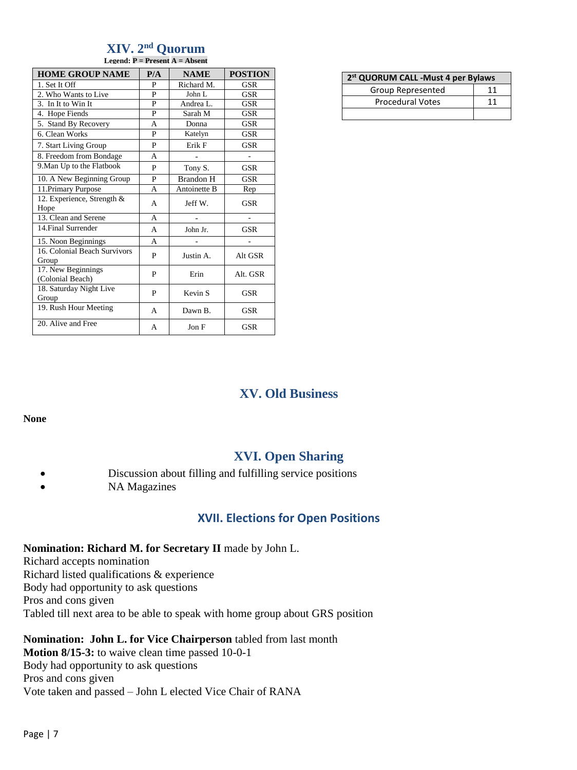## XIV. 2nd Quorum

**Legend: P = Present A = Absent**

| HOME GROUP NAME | P/A | NAME | POSTION |
|---|---|---|---|
| 1. Set It Off | P | Richard M. | GSR |
| 2. Who Wants to Live | P | John L | GSR |
| 3. In It to Win It | P | Andrea L. | GSR |
| 4. Hope Fiends | P | Sarah M | GSR |
| 5. Stand By Recovery | A | Donna | GSR |
| 6. Clean Works | P | Katelyn | GSR |
| 7. Start Living Group | P | Erik F | GSR |
| 8. Freedom from Bondage | A | - | - |
| 9.Man Up to the Flatbook | P | Tony S. | GSR |
| 10. A New Beginning Group | P | Brandon H | GSR |
| 11.Primary Purpose | A | Antoinette B | Rep |
| 12. Experience, Strength & Hope | A | Jeff W. | GSR |
| 13. Clean and Serene | A | - | - |
| 14.Final Surrender | A | John Jr. | GSR |
| 15. Noon Beginnings | A | - | - |
| 16. Colonial Beach Survivors Group | P | Justin A. | Alt GSR |
| 17. New Beginnings (Colonial Beach) | P | Erin | Alt. GSR |
| 18. Saturday Night Live Group | P | Kevin S | GSR |
| 19. Rush Hour Meeting | A | Dawn B. | GSR |
| 20. Alive and Free | A | Jon F | GSR |

| 2st QUORUM CALL -Must 4 per Bylaws | |
|---|---|
| Group Represented | 11 |
| Procedural Votes | 11 |
| | |

## XV. Old Business

**None**

## XVI. Open Sharing

- Discussion about filling and fulfilling service positions
- NA Magazines

## XVII. Elections for Open Positions

**Nomination: Richard M. for Secretary II** made by John L.
Richard accepts nomination
Richard listed qualifications & experience
Body had opportunity to ask questions
Pros and cons given
Tabled till next area to be able to speak with home group about GRS position

**Nomination: John L. for Vice Chairperson** tabled from last month
**Motion 8/15-3:** to waive clean time passed 10-0-1
Body had opportunity to ask questions
Pros and cons given
Vote taken and passed – John L elected Vice Chair of RANA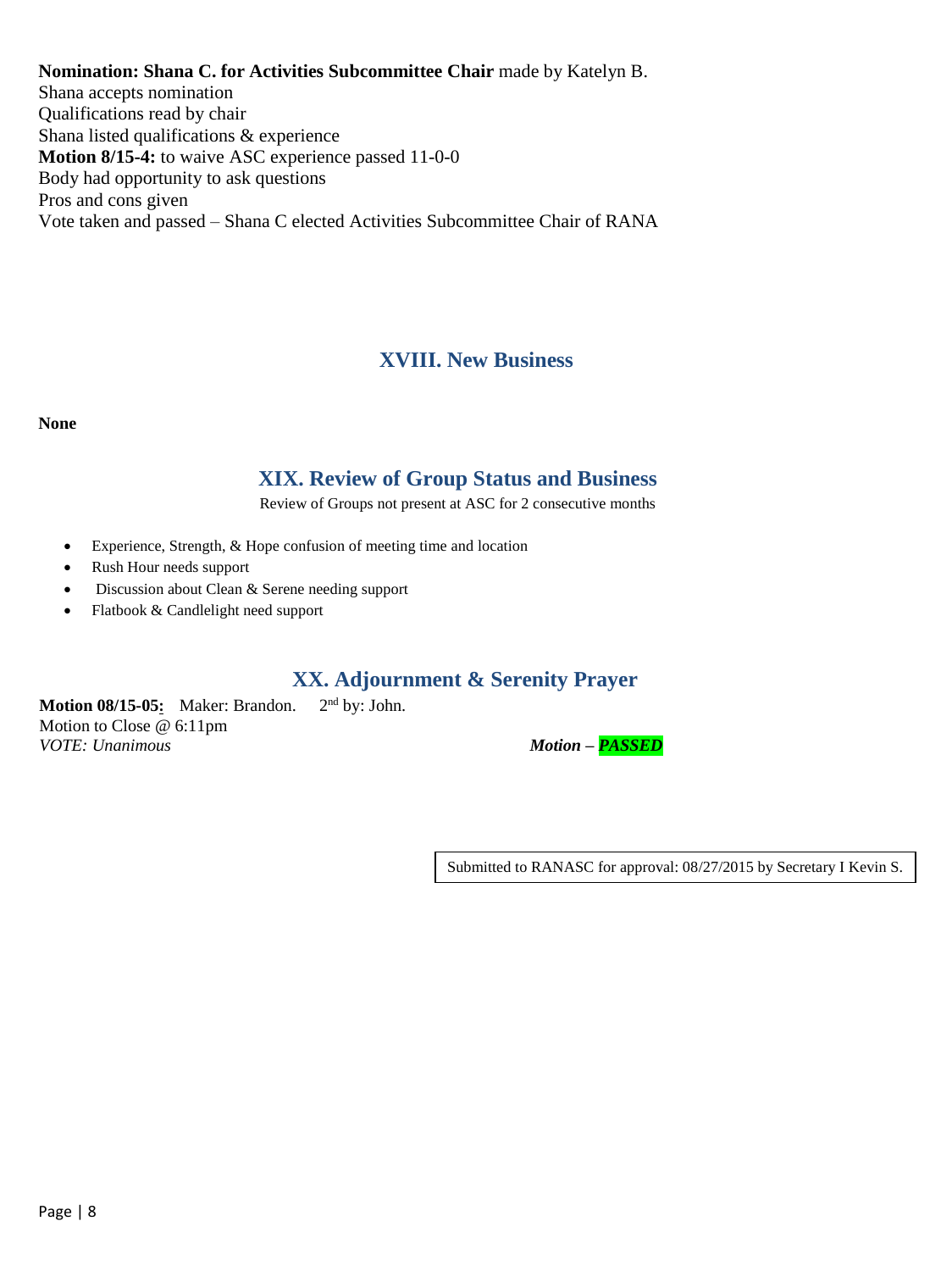**Nomination: Shana C. for Activities Subcommittee Chair** made by Katelyn B.
Shana accepts nomination
Qualifications read by chair
Shana listed qualifications & experience
**Motion 8/15-4:** to waive ASC experience passed 11-0-0
Body had opportunity to ask questions
Pros and cons given
Vote taken and passed – Shana C elected Activities Subcommittee Chair of RANA

## XVIII. New Business

**None**

## XIX. Review of Group Status and Business

Review of Groups not present at ASC for 2 consecutive months

- Experience, Strength, & Hope confusion of meeting time and location
- Rush Hour needs support
- Discussion about Clean & Serene needing support
- Flatbook & Candlelight need support

## XX. Adjournment & Serenity Prayer

**Motion 08/15-05:** Maker: Brandon. 2nd by: John.
Motion to Close @ 6:11pm
*VOTE: Unanimous* ***Motion – PASSED***

Submitted to RANASC for approval: 08/27/2015 by Secretary I Kevin S.